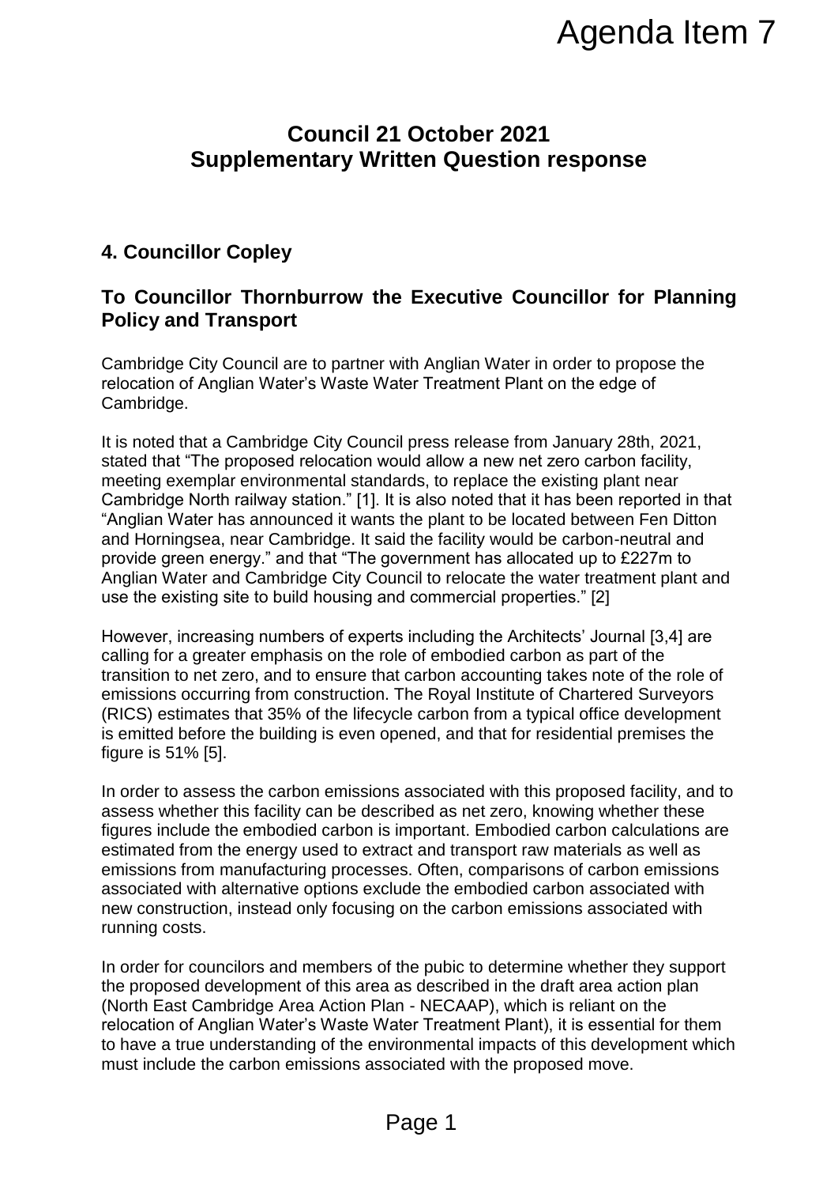Agenda Item 7

# Council 21 October 2021
# Supplementary Written Question response

## 4. Councillor Copley

## To Councillor Thornburrow the Executive Councillor for Planning Policy and Transport

Cambridge City Council are to partner with Anglian Water in order to propose the relocation of Anglian Water's Waste Water Treatment Plant on the edge of Cambridge.

It is noted that a Cambridge City Council press release from January 28th, 2021, stated that "The proposed relocation would allow a new net zero carbon facility, meeting exemplar environmental standards, to replace the existing plant near Cambridge North railway station." [1]. It is also noted that it has been reported in that "Anglian Water has announced it wants the plant to be located between Fen Ditton and Horningsea, near Cambridge. It said the facility would be carbon-neutral and provide green energy." and that "The government has allocated up to £227m to Anglian Water and Cambridge City Council to relocate the water treatment plant and use the existing site to build housing and commercial properties." [2]

However, increasing numbers of experts including the Architects' Journal [3,4] are calling for a greater emphasis on the role of embodied carbon as part of the transition to net zero, and to ensure that carbon accounting takes note of the role of emissions occurring from construction. The Royal Institute of Chartered Surveyors (RICS) estimates that 35% of the lifecycle carbon from a typical office development is emitted before the building is even opened, and that for residential premises the figure is 51% [5].

In order to assess the carbon emissions associated with this proposed facility, and to assess whether this facility can be described as net zero, knowing whether these figures include the embodied carbon is important. Embodied carbon calculations are estimated from the energy used to extract and transport raw materials as well as emissions from manufacturing processes. Often, comparisons of carbon emissions associated with alternative options exclude the embodied carbon associated with new construction, instead only focusing on the carbon emissions associated with running costs.

In order for councilors and members of the pubic to determine whether they support the proposed development of this area as described in the draft area action plan (North East Cambridge Area Action Plan - NECAAP), which is reliant on the relocation of Anglian Water's Waste Water Treatment Plant), it is essential for them to have a true understanding of the environmental impacts of this development which must include the carbon emissions associated with the proposed move.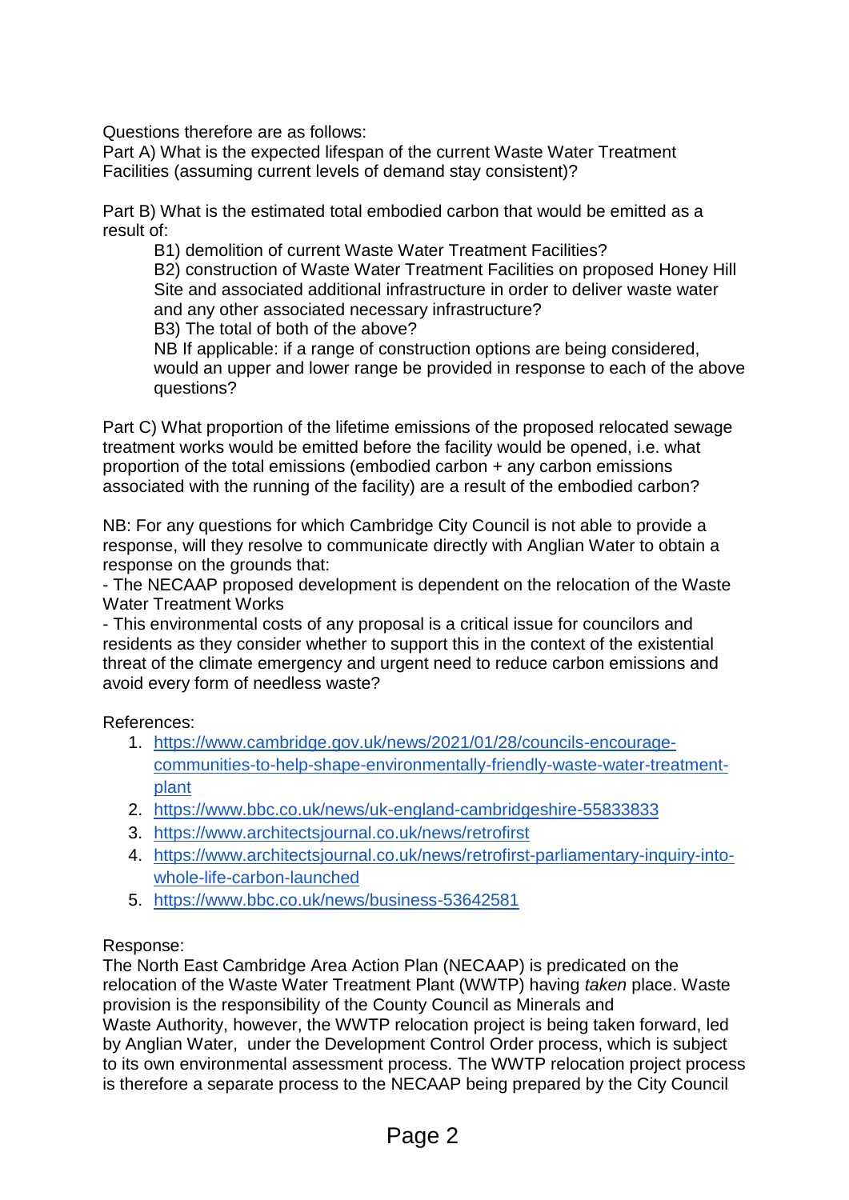Questions therefore are as follows:
Part A) What is the expected lifespan of the current Waste Water Treatment Facilities (assuming current levels of demand stay consistent)?

Part B) What is the estimated total embodied carbon that would be emitted as a result of:

B1) demolition of current Waste Water Treatment Facilities?
B2) construction of Waste Water Treatment Facilities on proposed Honey Hill Site and associated additional infrastructure in order to deliver waste water and any other associated necessary infrastructure?
B3) The total of both of the above?
NB If applicable: if a range of construction options are being considered, would an upper and lower range be provided in response to each of the above questions?

Part C) What proportion of the lifetime emissions of the proposed relocated sewage treatment works would be emitted before the facility would be opened, i.e. what proportion of the total emissions (embodied carbon + any carbon emissions associated with the running of the facility) are a result of the embodied carbon?

NB: For any questions for which Cambridge City Council is not able to provide a response, will they resolve to communicate directly with Anglian Water to obtain a response on the grounds that:
- The NECAAP proposed development is dependent on the relocation of the Waste Water Treatment Works
- This environmental costs of any proposal is a critical issue for councilors and residents as they consider whether to support this in the context of the existential threat of the climate emergency and urgent need to reduce carbon emissions and avoid every form of needless waste?

References:

1. https://www.cambridge.gov.uk/news/2021/01/28/councils-encourage-communities-to-help-shape-environmentally-friendly-waste-water-treatment-plant
2. https://www.bbc.co.uk/news/uk-england-cambridgeshire-55833833
3. https://www.architectsjournal.co.uk/news/retrofirst
4. https://www.architectsjournal.co.uk/news/retrofirst-parliamentary-inquiry-into-whole-life-carbon-launched
5. https://www.bbc.co.uk/news/business-53642581

Response:
The North East Cambridge Area Action Plan (NECAAP) is predicated on the relocation of the Waste Water Treatment Plant (WWTP) having *taken* place. Waste provision is the responsibility of the County Council as Minerals and Waste Authority, however, the WWTP relocation project is being taken forward, led by Anglian Water, under the Development Control Order process, which is subject to its own environmental assessment process. The WWTP relocation project process is therefore a separate process to the NECAAP being prepared by the City Council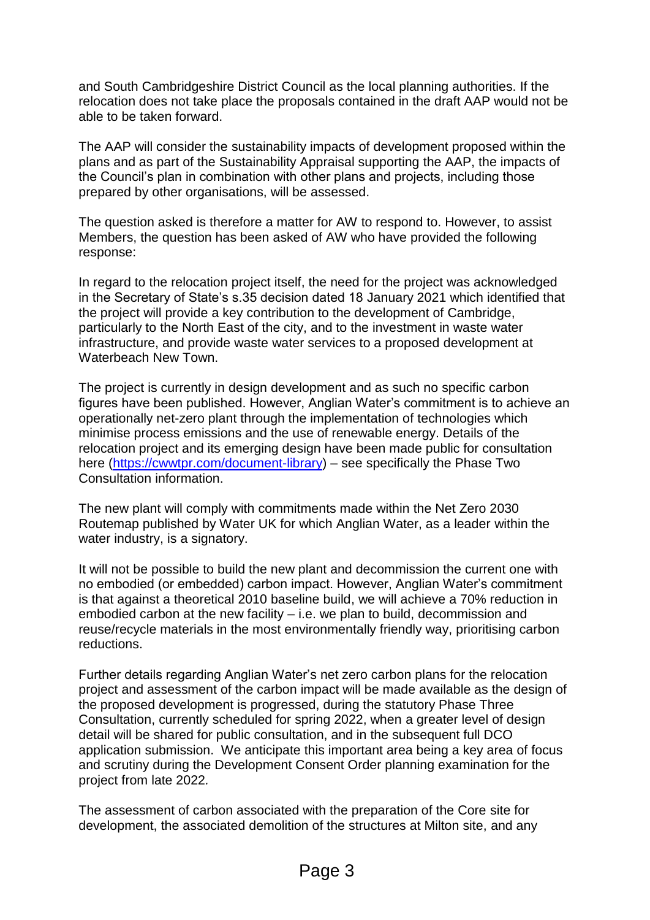and South Cambridgeshire District Council as the local planning authorities. If the relocation does not take place the proposals contained in the draft AAP would not be able to be taken forward.

The AAP will consider the sustainability impacts of development proposed within the plans and as part of the Sustainability Appraisal supporting the AAP, the impacts of the Council's plan in combination with other plans and projects, including those prepared by other organisations, will be assessed.

The question asked is therefore a matter for AW to respond to. However, to assist Members, the question has been asked of AW who have provided the following response:

In regard to the relocation project itself, the need for the project was acknowledged in the Secretary of State's s.35 decision dated 18 January 2021 which identified that the project will provide a key contribution to the development of Cambridge, particularly to the North East of the city, and to the investment in waste water infrastructure, and provide waste water services to a proposed development at Waterbeach New Town.

The project is currently in design development and as such no specific carbon figures have been published. However, Anglian Water's commitment is to achieve an operationally net-zero plant through the implementation of technologies which minimise process emissions and the use of renewable energy. Details of the relocation project and its emerging design have been made public for consultation here ([https://cwwtpr.com/document-library](https://cwwtpr.com/document-library)) – see specifically the Phase Two Consultation information.

The new plant will comply with commitments made within the Net Zero 2030 Routemap published by Water UK for which Anglian Water, as a leader within the water industry, is a signatory.

It will not be possible to build the new plant and decommission the current one with no embodied (or embedded) carbon impact. However, Anglian Water's commitment is that against a theoretical 2010 baseline build, we will achieve a 70% reduction in embodied carbon at the new facility – i.e. we plan to build, decommission and reuse/recycle materials in the most environmentally friendly way, prioritising carbon reductions.

Further details regarding Anglian Water's net zero carbon plans for the relocation project and assessment of the carbon impact will be made available as the design of the proposed development is progressed, during the statutory Phase Three Consultation, currently scheduled for spring 2022, when a greater level of design detail will be shared for public consultation, and in the subsequent full DCO application submission. We anticipate this important area being a key area of focus and scrutiny during the Development Consent Order planning examination for the project from late 2022.

The assessment of carbon associated with the preparation of the Core site for development, the associated demolition of the structures at Milton site, and any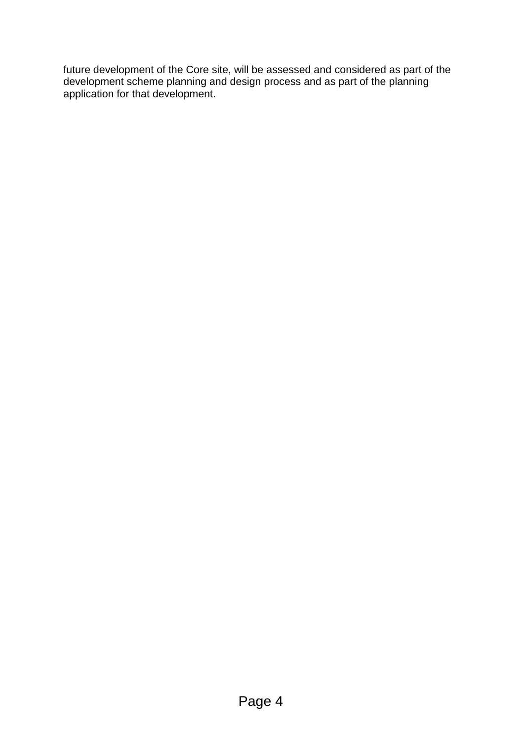future development of the Core site, will be assessed and considered as part of the development scheme planning and design process and as part of the planning application for that development.